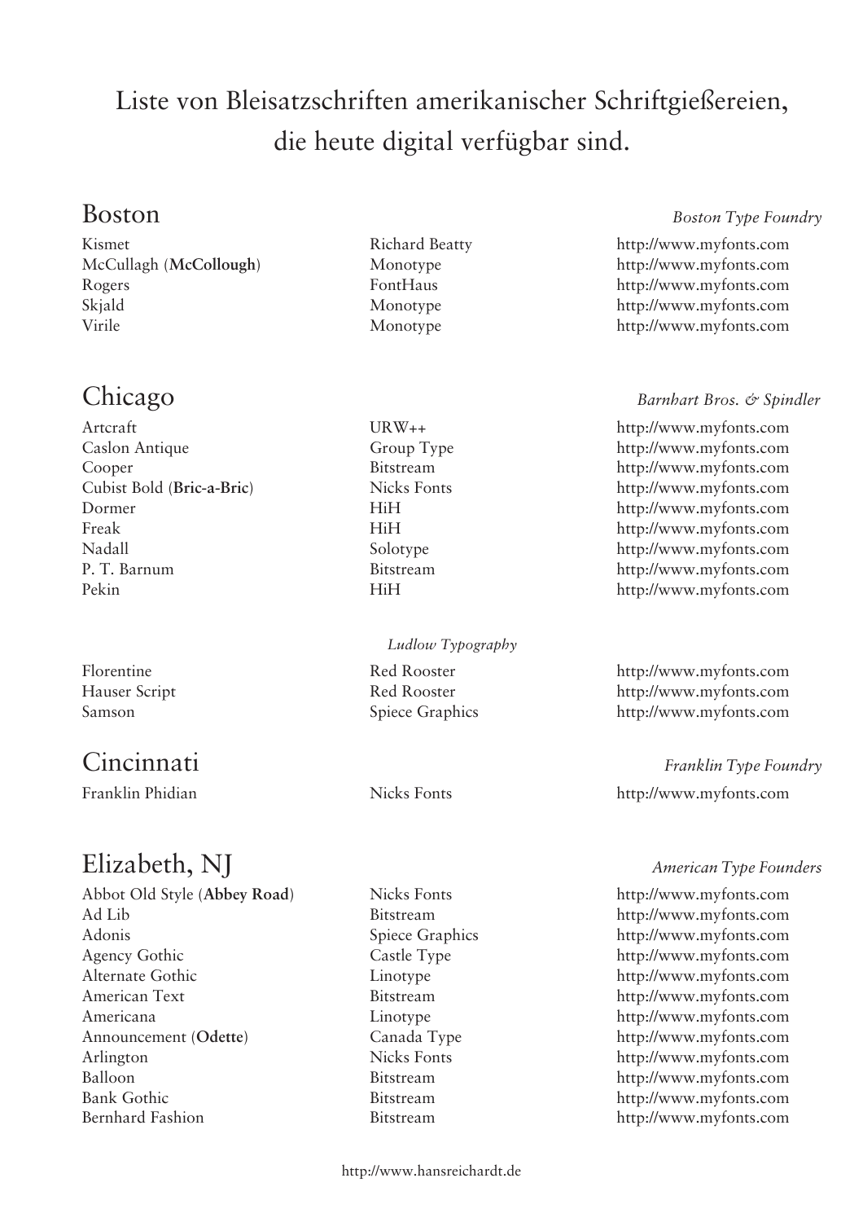# Liste von Bleisatzschriften amerikanischer Schriftgießereien, die heute digital verfügbar sind.

## Boston

*Boston Type Foundry*

| | | |
|---|---|---|
| Kismet | Richard Beatty | http://www.myfonts.com |
| McCullagh (**McCollough**) | Monotype | http://www.myfonts.com |
| Rogers | FontHaus | http://www.myfonts.com |
| Skjald | Monotype | http://www.myfonts.com |
| Virile | Monotype | http://www.myfonts.com |

## Chicago

*Barnhart Bros. & Spindler*

| | | |
|---|---|---|
| Artcraft | URW++ | http://www.myfonts.com |
| Caslon Antique | Group Type | http://www.myfonts.com |
| Cooper | Bitstream | http://www.myfonts.com |
| Cubist Bold (**Bric-a-Bric**) | Nicks Fonts | http://www.myfonts.com |
| Dormer | HiH | http://www.myfonts.com |
| Freak | HiH | http://www.myfonts.com |
| Nadall | Solotype | http://www.myfonts.com |
| P. T. Barnum | Bitstream | http://www.myfonts.com |
| Pekin | HiH | http://www.myfonts.com |

*Ludlow Typography*

| | | |
|---|---|---|
| Florentine | Red Rooster | http://www.myfonts.com |
| Hauser Script | Red Rooster | http://www.myfonts.com |
| Samson | Spiece Graphics | http://www.myfonts.com |

## Cincinnati

*Franklin Type Foundry*

| | | |
|---|---|---|
| Franklin Phidian | Nicks Fonts | http://www.myfonts.com |

## Elizabeth, NJ

*American Type Founders*

| | | |
|---|---|---|
| Abbot Old Style (**Abbey Road**) | Nicks Fonts | http://www.myfonts.com |
| Ad Lib | Bitstream | http://www.myfonts.com |
| Adonis | Spiece Graphics | http://www.myfonts.com |
| Agency Gothic | Castle Type | http://www.myfonts.com |
| Alternate Gothic | Linotype | http://www.myfonts.com |
| American Text | Bitstream | http://www.myfonts.com |
| Americana | Linotype | http://www.myfonts.com |
| Announcement (**Odette**) | Canada Type | http://www.myfonts.com |
| Arlington | Nicks Fonts | http://www.myfonts.com |
| Balloon | Bitstream | http://www.myfonts.com |
| Bank Gothic | Bitstream | http://www.myfonts.com |
| Bernhard Fashion | Bitstream | http://www.myfonts.com |

http://www.hansreichardt.de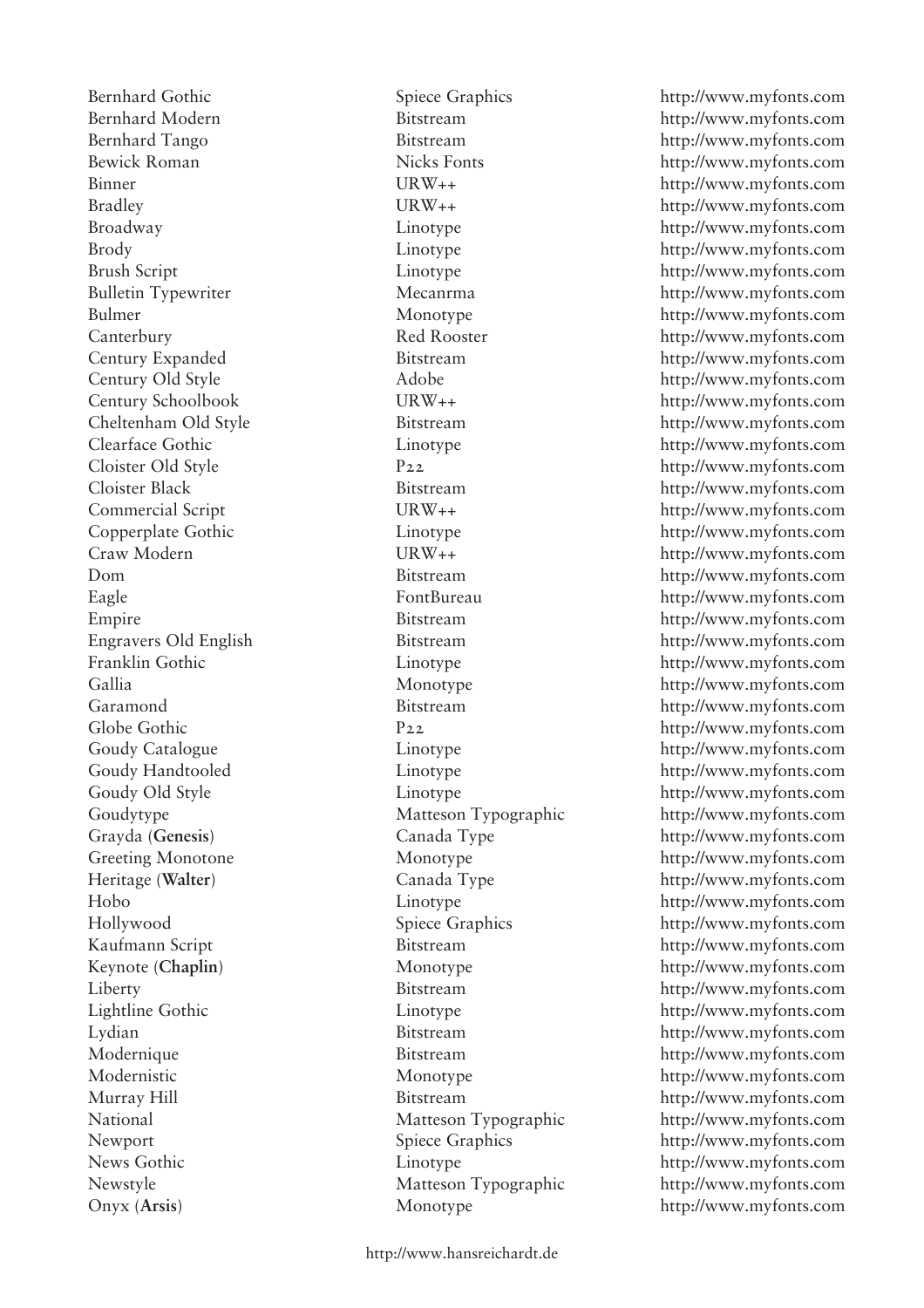| | | |
|---|---|---|
| Bernhard Gothic | Spiece Graphics | http://www.myfonts.com |
| Bernhard Modern | Bitstream | http://www.myfonts.com |
| Bernhard Tango | Bitstream | http://www.myfonts.com |
| Bewick Roman | Nicks Fonts | http://www.myfonts.com |
| Binner | URW++ | http://www.myfonts.com |
| Bradley | URW++ | http://www.myfonts.com |
| Broadway | Linotype | http://www.myfonts.com |
| Brody | Linotype | http://www.myfonts.com |
| Brush Script | Linotype | http://www.myfonts.com |
| Bulletin Typewriter | Mecanrma | http://www.myfonts.com |
| Bulmer | Monotype | http://www.myfonts.com |
| Canterbury | Red Rooster | http://www.myfonts.com |
| Century Expanded | Bitstream | http://www.myfonts.com |
| Century Old Style | Adobe | http://www.myfonts.com |
| Century Schoolbook | URW++ | http://www.myfonts.com |
| Cheltenham Old Style | Bitstream | http://www.myfonts.com |
| Clearface Gothic | Linotype | http://www.myfonts.com |
| Cloister Old Style | P22 | http://www.myfonts.com |
| Cloister Black | Bitstream | http://www.myfonts.com |
| Commercial Script | URW++ | http://www.myfonts.com |
| Copperplate Gothic | Linotype | http://www.myfonts.com |
| Craw Modern | URW++ | http://www.myfonts.com |
| Dom | Bitstream | http://www.myfonts.com |
| Eagle | FontBureau | http://www.myfonts.com |
| Empire | Bitstream | http://www.myfonts.com |
| Engravers Old English | Bitstream | http://www.myfonts.com |
| Franklin Gothic | Linotype | http://www.myfonts.com |
| Gallia | Monotype | http://www.myfonts.com |
| Garamond | Bitstream | http://www.myfonts.com |
| Globe Gothic | P22 | http://www.myfonts.com |
| Goudy Catalogue | Linotype | http://www.myfonts.com |
| Goudy Handtooled | Linotype | http://www.myfonts.com |
| Goudy Old Style | Linotype | http://www.myfonts.com |
| Goudytype | Matteson Typographic | http://www.myfonts.com |
| Grayda (**Genesis**) | Canada Type | http://www.myfonts.com |
| Greeting Monotone | Monotype | http://www.myfonts.com |
| Heritage (**Walter**) | Canada Type | http://www.myfonts.com |
| Hobo | Linotype | http://www.myfonts.com |
| Hollywood | Spiece Graphics | http://www.myfonts.com |
| Kaufmann Script | Bitstream | http://www.myfonts.com |
| Keynote (**Chaplin**) | Monotype | http://www.myfonts.com |
| Liberty | Bitstream | http://www.myfonts.com |
| Lightline Gothic | Linotype | http://www.myfonts.com |
| Lydian | Bitstream | http://www.myfonts.com |
| Modernique | Bitstream | http://www.myfonts.com |
| Modernistic | Monotype | http://www.myfonts.com |
| Murray Hill | Bitstream | http://www.myfonts.com |
| National | Matteson Typographic | http://www.myfonts.com |
| Newport | Spiece Graphics | http://www.myfonts.com |
| News Gothic | Linotype | http://www.myfonts.com |
| Newstyle | Matteson Typographic | http://www.myfonts.com |
| Onyx (**Arsis**) | Monotype | http://www.myfonts.com |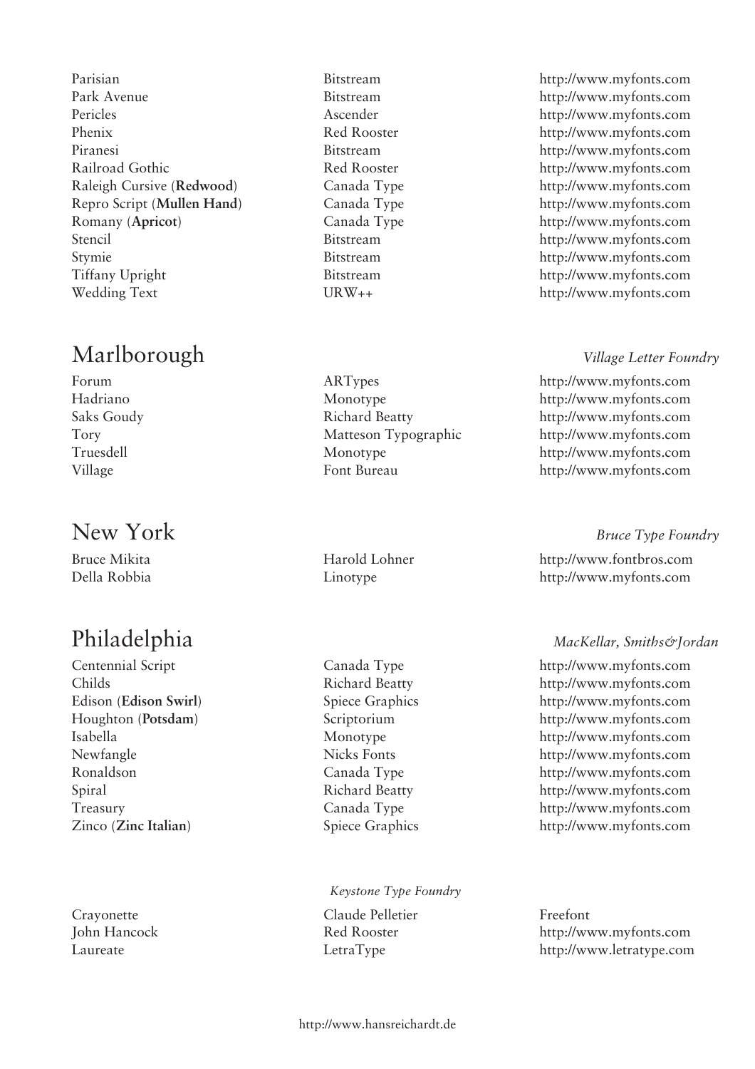| | | |
|---|---|---|
| Parisian | Bitstream | http://www.myfonts.com |
| Park Avenue | Bitstream | http://www.myfonts.com |
| Pericles | Ascender | http://www.myfonts.com |
| Phenix | Red Rooster | http://www.myfonts.com |
| Piranesi | Bitstream | http://www.myfonts.com |
| Railroad Gothic | Red Rooster | http://www.myfonts.com |
| Raleigh Cursive (**Redwood**) | Canada Type | http://www.myfonts.com |
| Repro Script (**Mullen Hand**) | Canada Type | http://www.myfonts.com |
| Romany (**Apricot**) | Canada Type | http://www.myfonts.com |
| Stencil | Bitstream | http://www.myfonts.com |
| Stymie | Bitstream | http://www.myfonts.com |
| Tiffany Upright | Bitstream | http://www.myfonts.com |
| Wedding Text | URW++ | http://www.myfonts.com |

## Marlborough

*Village Letter Foundry*

| | | |
|---|---|---|
| Forum | ARTypes | http://www.myfonts.com |
| Hadriano | Monotype | http://www.myfonts.com |
| Saks Goudy | Richard Beatty | http://www.myfonts.com |
| Tory | Matteson Typographic | http://www.myfonts.com |
| Truesdell | Monotype | http://www.myfonts.com |
| Village | Font Bureau | http://www.myfonts.com |

## New York

*Bruce Type Foundry*

| | | |
|---|---|---|
| Bruce Mikita | Harold Lohner | http://www.fontbros.com |
| Della Robbia | Linotype | http://www.myfonts.com |

## Philadelphia

*MacKellar, Smiths&Jordan*

| | | |
|---|---|---|
| Centennial Script | Canada Type | http://www.myfonts.com |
| Childs | Richard Beatty | http://www.myfonts.com |
| Edison (**Edison Swirl**) | Spiece Graphics | http://www.myfonts.com |
| Houghton (**Potsdam**) | Scriptorium | http://www.myfonts.com |
| Isabella | Monotype | http://www.myfonts.com |
| Newfangle | Nicks Fonts | http://www.myfonts.com |
| Ronaldson | Canada Type | http://www.myfonts.com |
| Spiral | Richard Beatty | http://www.myfonts.com |
| Treasury | Canada Type | http://www.myfonts.com |
| Zinco (**Zinc Italian**) | Spiece Graphics | http://www.myfonts.com |

*Keystone Type Foundry*

| | | |
|---|---|---|
| Crayonette | Claude Pelletier | Freefont |
| John Hancock | Red Rooster | http://www.myfonts.com |
| Laureate | LetraType | http://www.letratype.com |

http://www.hansreichardt.de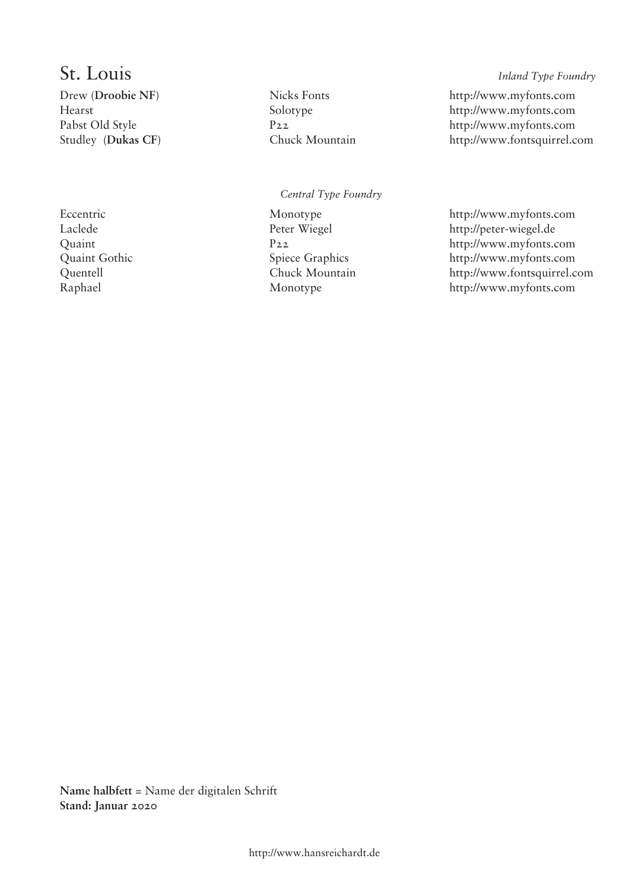## St. Louis

*Inland Type Foundry*

| | | |
|---|---|---|
| Drew (**Droobie NF**) | Nicks Fonts | http://www.myfonts.com |
| Hearst | Solotype | http://www.myfonts.com |
| Pabst Old Style | P22 | http://www.myfonts.com |
| Studley (**Dukas CF**) | Chuck Mountain | http://www.fontsquirrel.com |

*Central Type Foundry*

| | | |
|---|---|---|
| Eccentric | Monotype | http://www.myfonts.com |
| Laclede | Peter Wiegel | http://peter-wiegel.de |
| Quaint | P22 | http://www.myfonts.com |
| Quaint Gothic | Spiece Graphics | http://www.myfonts.com |
| Quentell | Chuck Mountain | http://www.fontsquirrel.com |
| Raphael | Monotype | http://www.myfonts.com |

**Name halbfett** = Name der digitalen Schrift
**Stand: Januar 2020**

http://www.hansreichardt.de